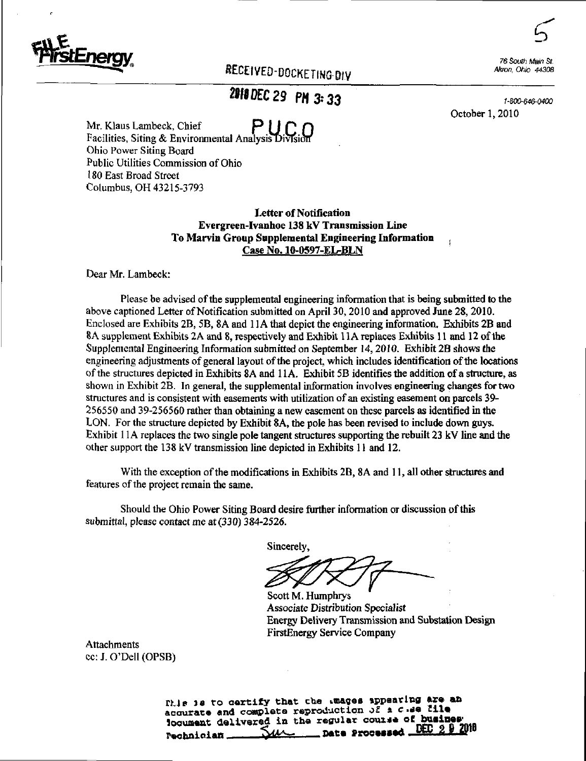FILE FirstEnergy

RECEIVED-DOCKETING DIV

2010 DEC 29 PM 3:33

PUCO

76 South Main St.
Akron, Ohio 44308

1-800-646-0400

October 1, 2010

Mr. Klaus Lambeck, Chief
Facilities, Siting & Environmental Analysis Division
Ohio Power Siting Board
Public Utilities Commission of Ohio
180 East Broad Street
Columbus, OH 43215-3793

**Letter of Notification**
**Evergreen-Ivanhoe 138 kV Transmission Line**
**To Marvin Group Supplemental Engineering Information**
**Case No. 10-0597-EL-BLN**

Dear Mr. Lambeck:

Please be advised of the supplemental engineering information that is being submitted to the above captioned Letter of Notification submitted on April 30, 2010 and approved June 28, 2010. Enclosed are Exhibits 2B, 5B, 8A and 11A that depict the engineering information. Exhibits 2B and 8A supplement Exhibits 2A and 8, respectively and Exhibit 11A replaces Exhibits 11 and 12 of the Supplemental Engineering Information submitted on September 14, 2010. Exhibit 2B shows the engineering adjustments of general layout of the project, which includes identification of the locations of the structures depicted in Exhibits 8A and 11A. Exhibit 5B identifies the addition of a structure, as shown in Exhibit 2B. In general, the supplemental information involves engineering changes for two structures and is consistent with easements with utilization of an existing easement on parcels 39-256550 and 39-256560 rather than obtaining a new easement on these parcels as identified in the LON. For the structure depicted by Exhibit 8A, the pole has been revised to include down guys. Exhibit 11A replaces the two single pole tangent structures supporting the rebuilt 23 kV line and the other support the 138 kV transmission line depicted in Exhibits 11 and 12.

With the exception of the modifications in Exhibits 2B, 8A and 11, all other structures and features of the project remain the same.

Should the Ohio Power Siting Board desire further information or discussion of this submittal, please contact me at (330) 384-2526.

Sincerely,

Scott M. Humphrys
*Associate Distribution Specialist*
Energy Delivery Transmission and Substation Design
FirstEnergy Service Company

Attachments
cc: J. O'Dell (OPSB)

This is to certify that the images appearing are an accurate and complete reproduction of a case file document delivered in the regular course of business.
Technician \_\_\_\_\_\_\_\_ Date Processed DEC 29 2010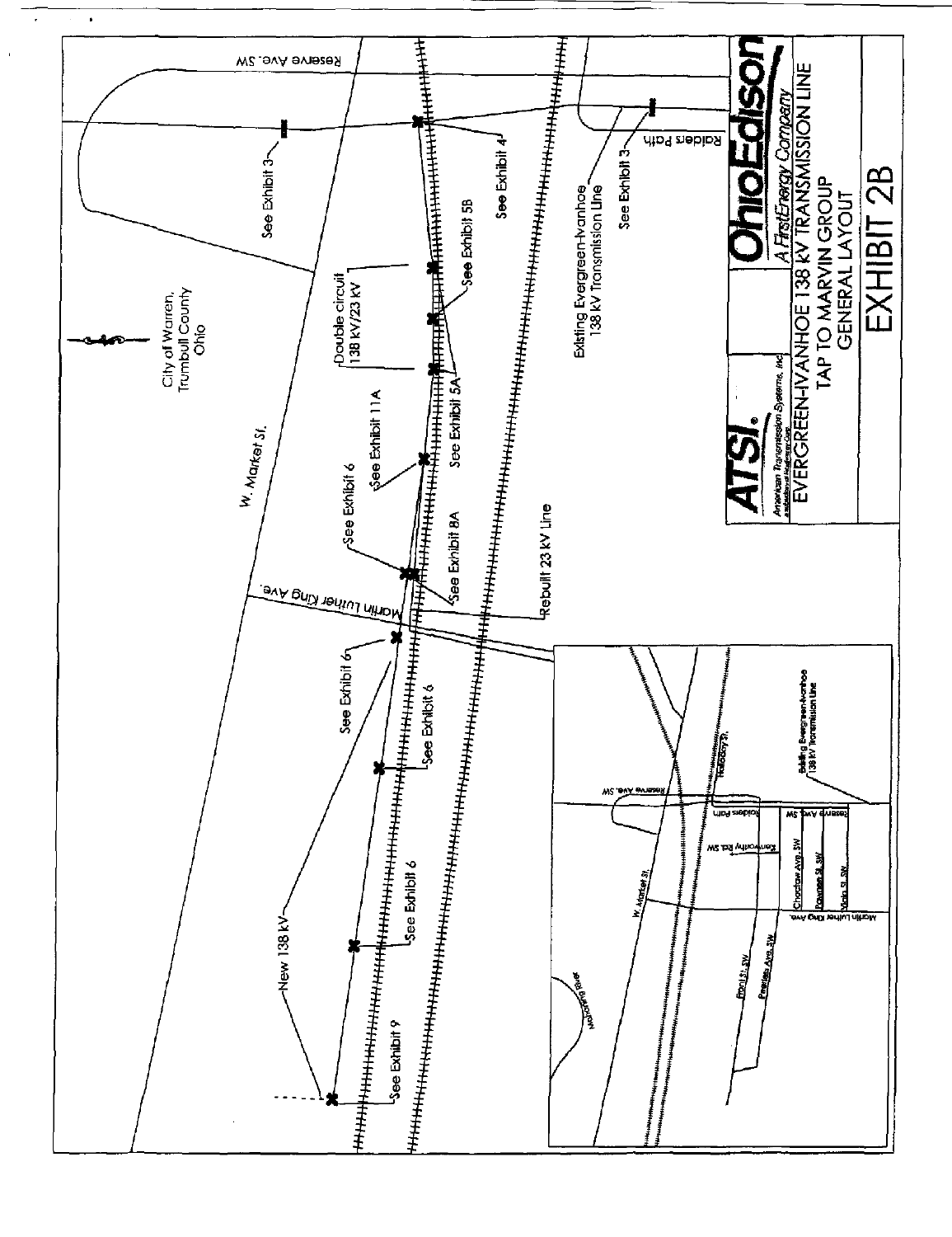City of Warren, Trumbull County Ohio

W. Market St.

Reserve Ave. SW

Raiders Path

Martin Luther King Ave.

See Exhibit 3

See Exhibit 3

See Exhibit 4

See Exhibit 5B

See Exhibit 5A

See Exhibit 11A

See Exhibit 6

See Exhibit 8A

See Exhibit 6

See Exhibit 6

See Exhibit 6

See Exhibit 9

Double circuit 138 kV/23 kV

Existing Evergreen-Ivanhoe 138 kV Transmission Line

Rebuilt 23 kV Line

New 138 kV

Mahoning River

W. Market St.

Reserve Ave. SW

Raiders Path

Kenworthy Rd. SW

Holloway St.

Choctaw Ave. SW

Pawnee St. SW

Viola St. SW

Martin Luther King Ave.

Reserve Ave. SW

Bond St. SW

Peerless Ave. SW

Existing Evergreen-Ivanhoe 138 kV Transmission Line

ATSI®

American Transmission Systems, Inc.

OhioEdison

A FirstEnergy Company

EVERGREEN-IVANHOE 138 kV TRANSMISSION LINE
TAP TO MARVIN GROUP
GENERAL LAYOUT

EXHIBIT 2B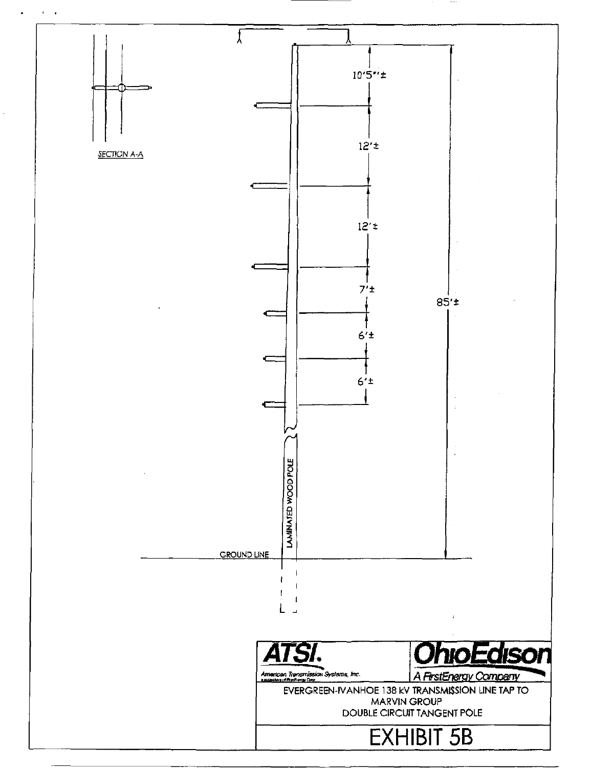SECTION A-A

10'5"±

12'±

12'±

7'±

6'±

6'±

85'±

LAMINATED WOOD POLE

GROUND LINE

**ATSI.**

American Transmission Systems, Inc.

**OhioEdison**

A FirstEnergy Company

EVERGREEN-IVANHOE 138 kV TRANSMISSION LINE TAP TO MARVIN GROUP

DOUBLE CIRCUIT TANGENT POLE

# EXHIBIT 5B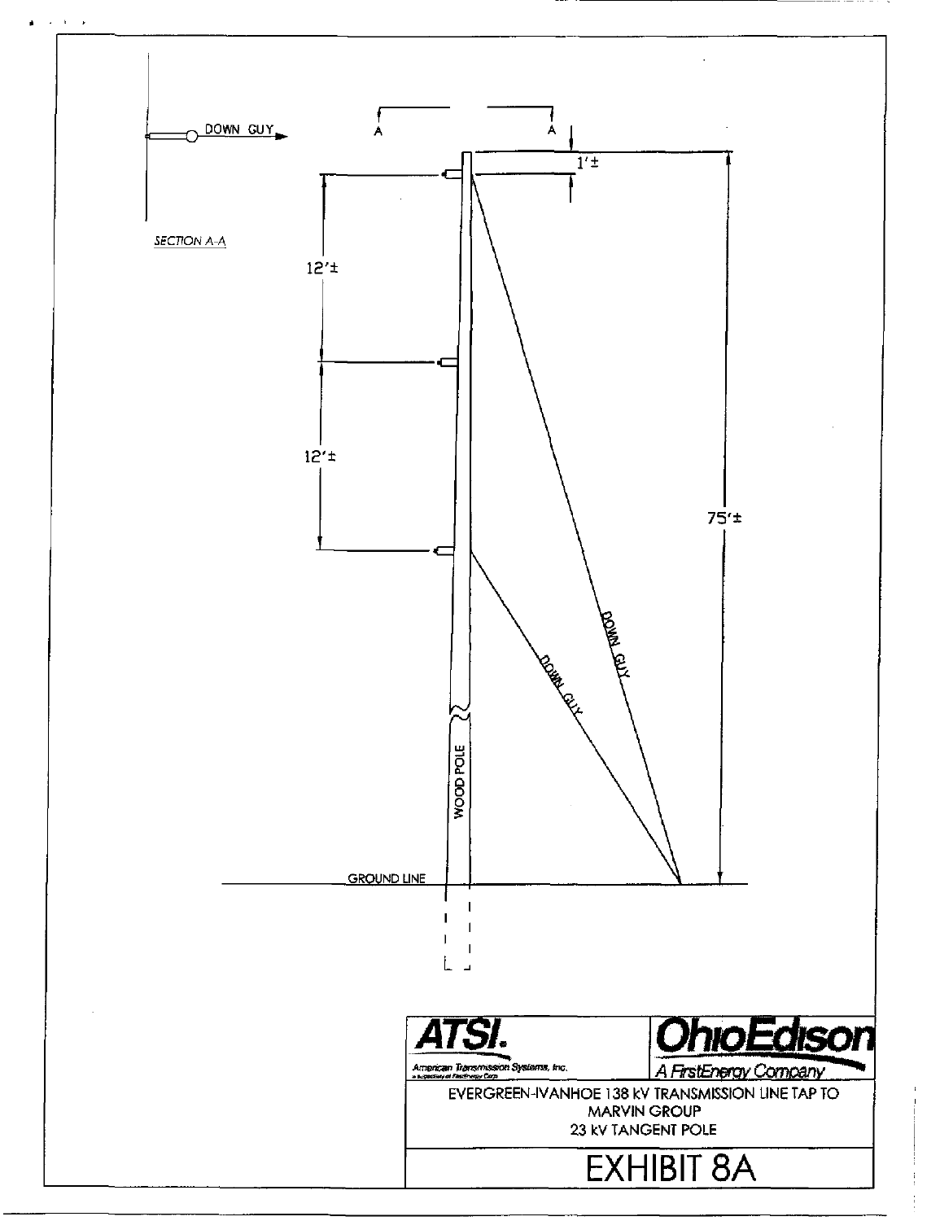DOWN GUY

SECTION A-A

A A

1'±

12'±

12'±

75'±

DOWN GUY

DOWN GUY

WOOD POLE

GROUND LINE

**ATSI.**
American Transmission Systems, Inc.

**OhioEdison**
A FirstEnergy Company

EVERGREEN-IVANHOE 138 kV TRANSMISSION LINE TAP TO MARVIN GROUP
23 kV TANGENT POLE

# EXHIBIT 8A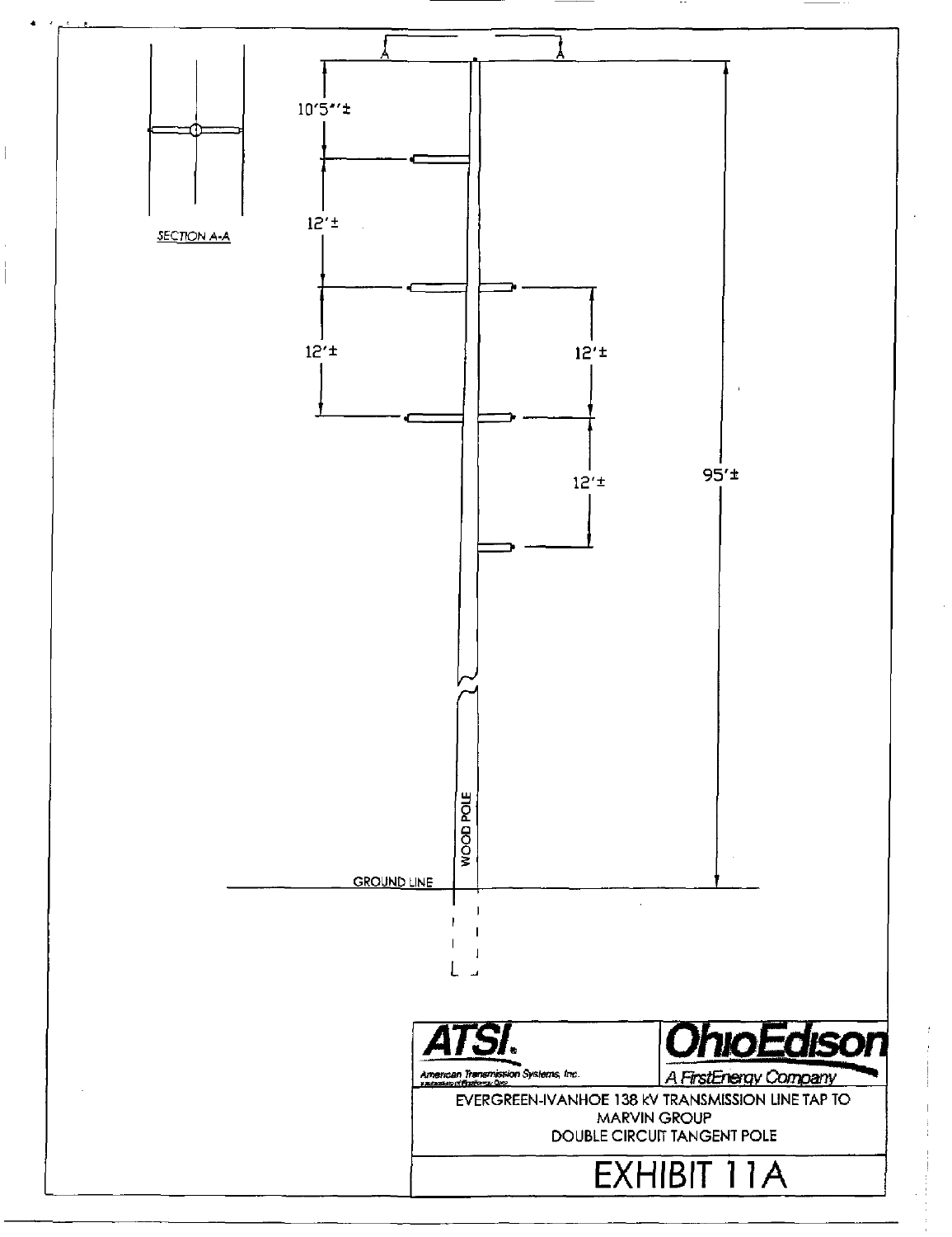SECTION A-A

10'5"±

12'±

12'±

12'±

12'±

95'±

WOOD POLE

GROUND LINE

**ATSI.**
American Transmission Systems, Inc.

**OhioEdison**
A FirstEnergy Company

EVERGREEN-IVANHOE 138 kV TRANSMISSION LINE TAP TO MARVIN GROUP
DOUBLE CIRCUIT TANGENT POLE

# EXHIBIT 11A